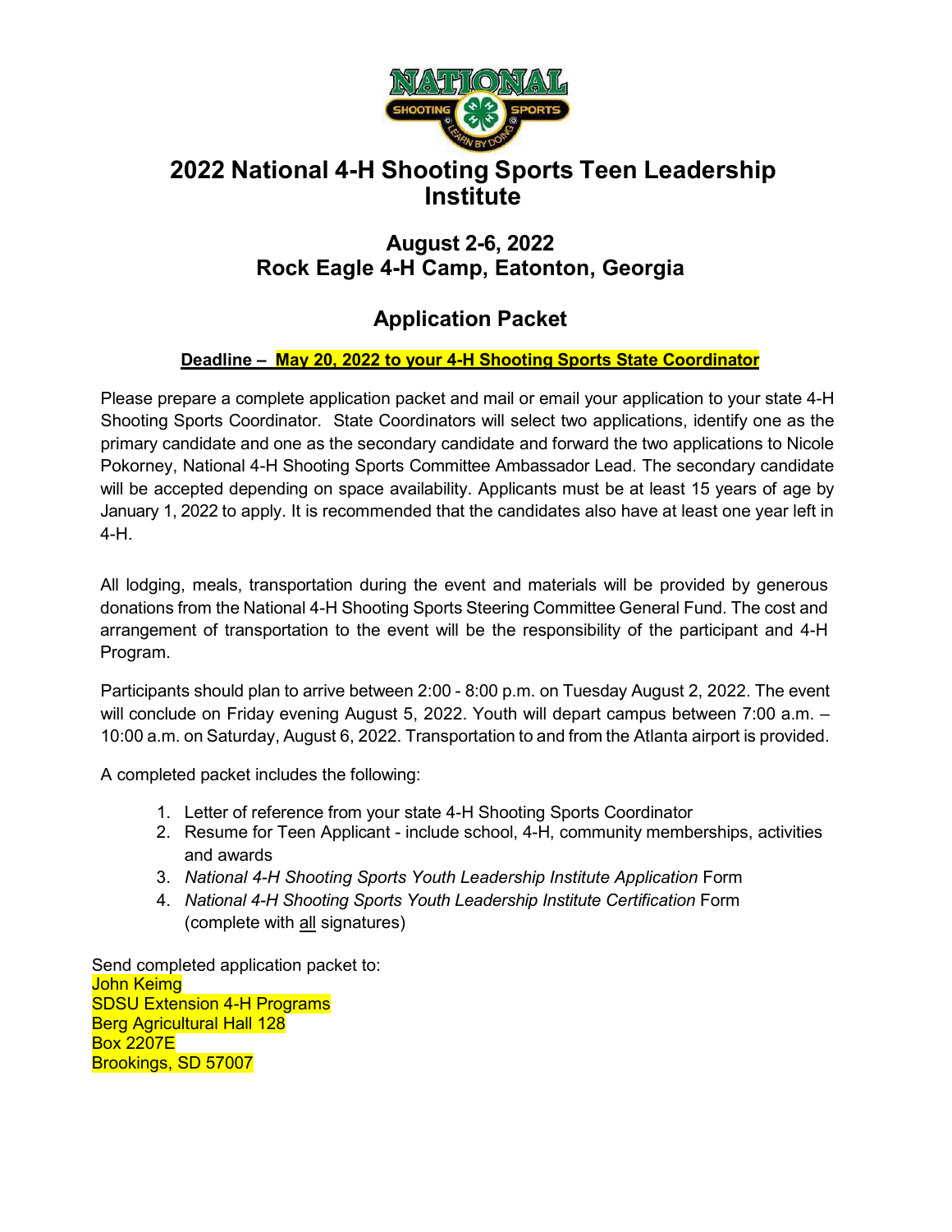# 2022 National 4-H Shooting Sports Teen Leadership Institute

## August 2-6, 2022
## Rock Eagle 4-H Camp, Eatonton, Georgia

## Application Packet

**Deadline – May 20, 2022 to your 4-H Shooting Sports State Coordinator**

Please prepare a complete application packet and mail or email your application to your state 4-H Shooting Sports Coordinator. State Coordinators will select two applications, identify one as the primary candidate and one as the secondary candidate and forward the two applications to Nicole Pokorney, National 4-H Shooting Sports Committee Ambassador Lead. The secondary candidate will be accepted depending on space availability. Applicants must be at least 15 years of age by January 1, 2022 to apply. It is recommended that the candidates also have at least one year left in 4-H.

All lodging, meals, transportation during the event and materials will be provided by generous donations from the National 4-H Shooting Sports Steering Committee General Fund. The cost and arrangement of transportation to the event will be the responsibility of the participant and 4-H Program.

Participants should plan to arrive between 2:00 - 8:00 p.m. on Tuesday August 2, 2022. The event will conclude on Friday evening August 5, 2022. Youth will depart campus between 7:00 a.m. – 10:00 a.m. on Saturday, August 6, 2022. Transportation to and from the Atlanta airport is provided.

A completed packet includes the following:

1. Letter of reference from your state 4-H Shooting Sports Coordinator
2. Resume for Teen Applicant - include school, 4-H, community memberships, activities and awards
3. *National 4-H Shooting Sports Youth Leadership Institute Application* Form
4. *National 4-H Shooting Sports Youth Leadership Institute Certification* Form (complete with all signatures)

Send completed application packet to:
John Keimg
SDSU Extension 4-H Programs
Berg Agricultural Hall 128
Box 2207E
Brookings, SD 57007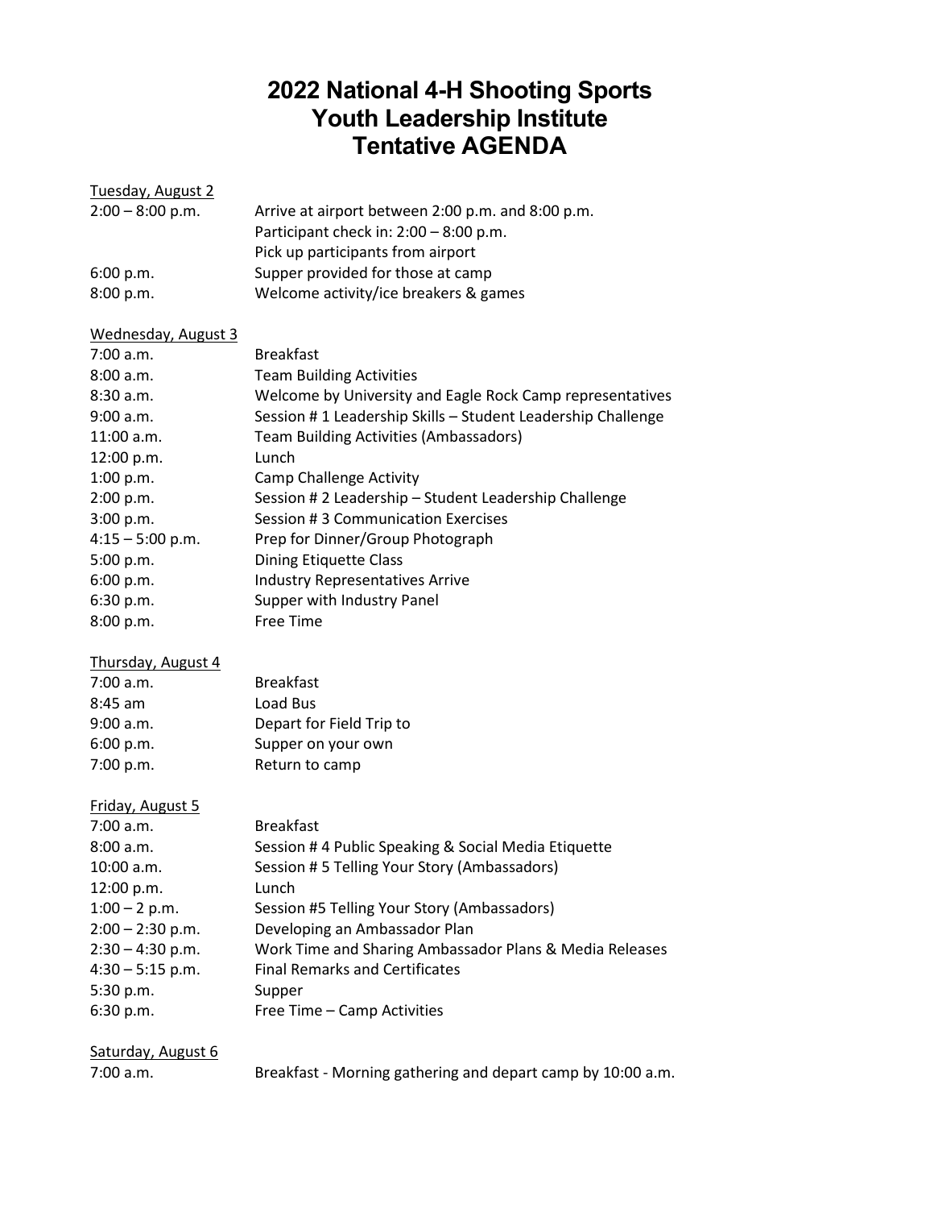# 2022 National 4-H Shooting Sports Youth Leadership Institute Tentative AGENDA

<u>Tuesday, August 2</u>

| | |
|---|---|
| 2:00 – 8:00 p.m. | Arrive at airport between 2:00 p.m. and 8:00 p.m. |
| | Participant check in: 2:00 – 8:00 p.m. |
| | Pick up participants from airport |
| 6:00 p.m. | Supper provided for those at camp |
| 8:00 p.m. | Welcome activity/ice breakers & games |

<u>Wednesday, August 3</u>

| | |
|---|---|
| 7:00 a.m. | Breakfast |
| 8:00 a.m. | Team Building Activities |
| 8:30 a.m. | Welcome by University and Eagle Rock Camp representatives |
| 9:00 a.m. | Session # 1 Leadership Skills – Student Leadership Challenge |
| 11:00 a.m. | Team Building Activities (Ambassadors) |
| 12:00 p.m. | Lunch |
| 1:00 p.m. | Camp Challenge Activity |
| 2:00 p.m. | Session # 2 Leadership – Student Leadership Challenge |
| 3:00 p.m. | Session # 3 Communication Exercises |
| 4:15 – 5:00 p.m. | Prep for Dinner/Group Photograph |
| 5:00 p.m. | Dining Etiquette Class |
| 6:00 p.m. | Industry Representatives Arrive |
| 6:30 p.m. | Supper with Industry Panel |
| 8:00 p.m. | Free Time |

<u>Thursday, August 4</u>

| | |
|---|---|
| 7:00 a.m. | Breakfast |
| 8:45 am | Load Bus |
| 9:00 a.m. | Depart for Field Trip to |
| 6:00 p.m. | Supper on your own |
| 7:00 p.m. | Return to camp |

<u>Friday, August 5</u>

| | |
|---|---|
| 7:00 a.m. | Breakfast |
| 8:00 a.m. | Session # 4 Public Speaking & Social Media Etiquette |
| 10:00 a.m. | Session # 5 Telling Your Story (Ambassadors) |
| 12:00 p.m. | Lunch |
| 1:00 – 2 p.m. | Session #5 Telling Your Story (Ambassadors) |
| 2:00 – 2:30 p.m. | Developing an Ambassador Plan |
| 2:30 – 4:30 p.m. | Work Time and Sharing Ambassador Plans & Media Releases |
| 4:30 – 5:15 p.m. | Final Remarks and Certificates |
| 5:30 p.m. | Supper |
| 6:30 p.m. | Free Time – Camp Activities |

<u>Saturday, August 6</u>

| | |
|---|---|
| 7:00 a.m. | Breakfast - Morning gathering and depart camp by 10:00 a.m. |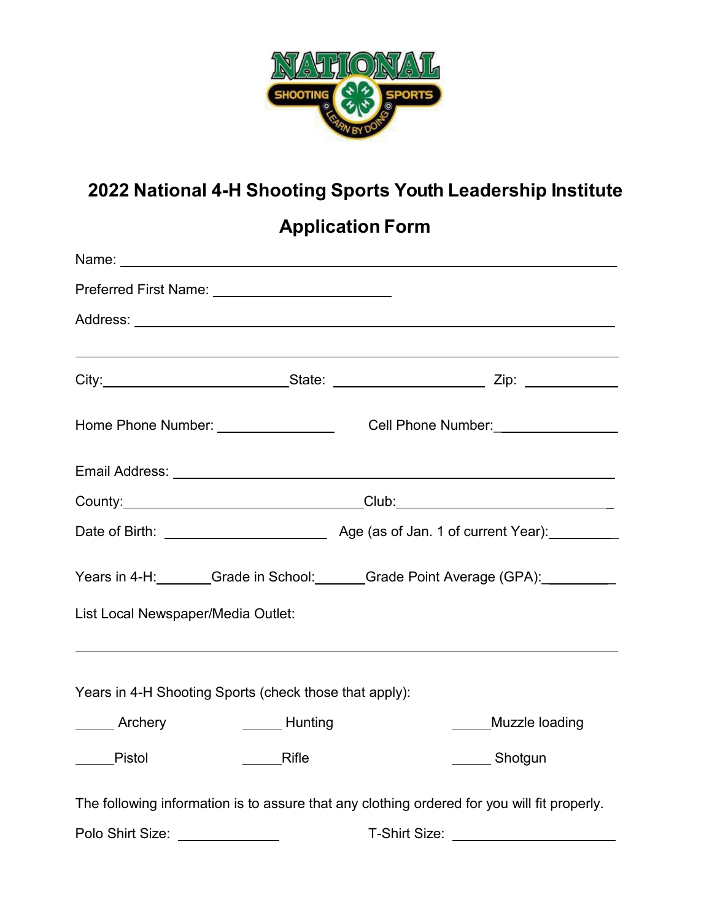# 2022 National 4-H Shooting Sports Youth Leadership Institute

## Application Form

Name: ____________________________________________

Preferred First Name: ____________________

Address: ____________________________________________

____________________________________________

City: ____________________ State: ____________________ Zip: ____________

Home Phone Number: ______________ Cell Phone Number: ______________

Email Address: ____________________________________________

County: ____________________________ Club: ____________________________

Date of Birth: ____________________ Age (as of Jan. 1 of current Year): __________

Years in 4-H: _______ Grade in School: _______ Grade Point Average (GPA): __________

List Local Newspaper/Media Outlet:

____________________________________________

Years in 4-H Shooting Sports (check those that apply):

_____ Archery _____ Hunting _____ Muzzle loading

_____ Pistol _____ Rifle _____ Shotgun

The following information is to assure that any clothing ordered for you will fit properly.

Polo Shirt Size: ____________ T-Shirt Size: ____________________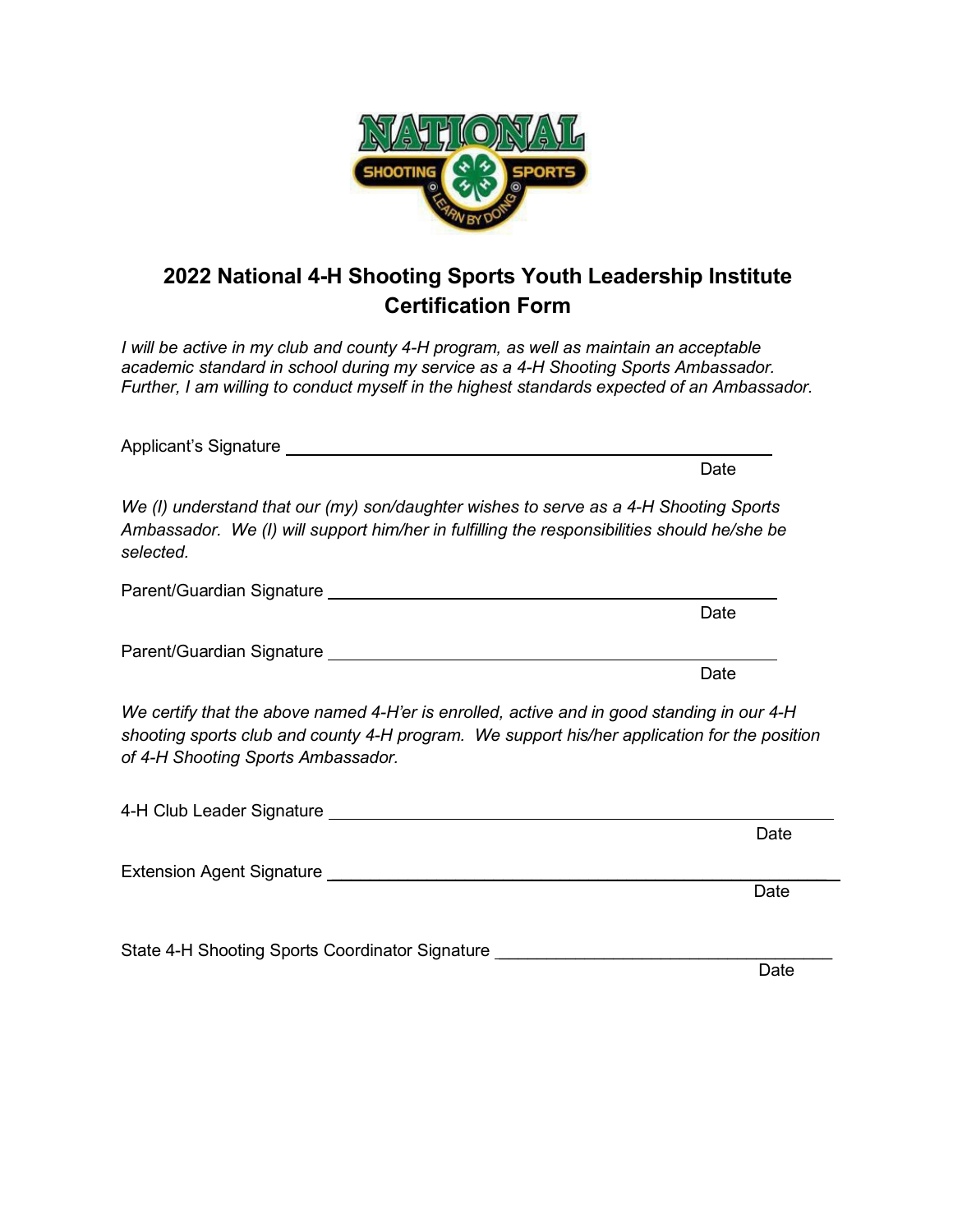## 2022 National 4-H Shooting Sports Youth Leadership Institute Certification Form

*I will be active in my club and county 4-H program, as well as maintain an acceptable academic standard in school during my service as a 4-H Shooting Sports Ambassador. Further, I am willing to conduct myself in the highest standards expected of an Ambassador.*

Applicant's Signature ____________________________________________

Date

*We (I) understand that our (my) son/daughter wishes to serve as a 4-H Shooting Sports Ambassador. We (I) will support him/her in fulfilling the responsibilities should he/she be selected.*

Parent/Guardian Signature ____________________________________________

Date

Parent/Guardian Signature ____________________________________________

Date

*We certify that the above named 4-H'er is enrolled, active and in good standing in our 4-H shooting sports club and county 4-H program. We support his/her application for the position of 4-H Shooting Sports Ambassador.*

4-H Club Leader Signature ____________________________________________

Date

Extension Agent Signature ____________________________________________

Date

State 4-H Shooting Sports Coordinator Signature ______________________________

Date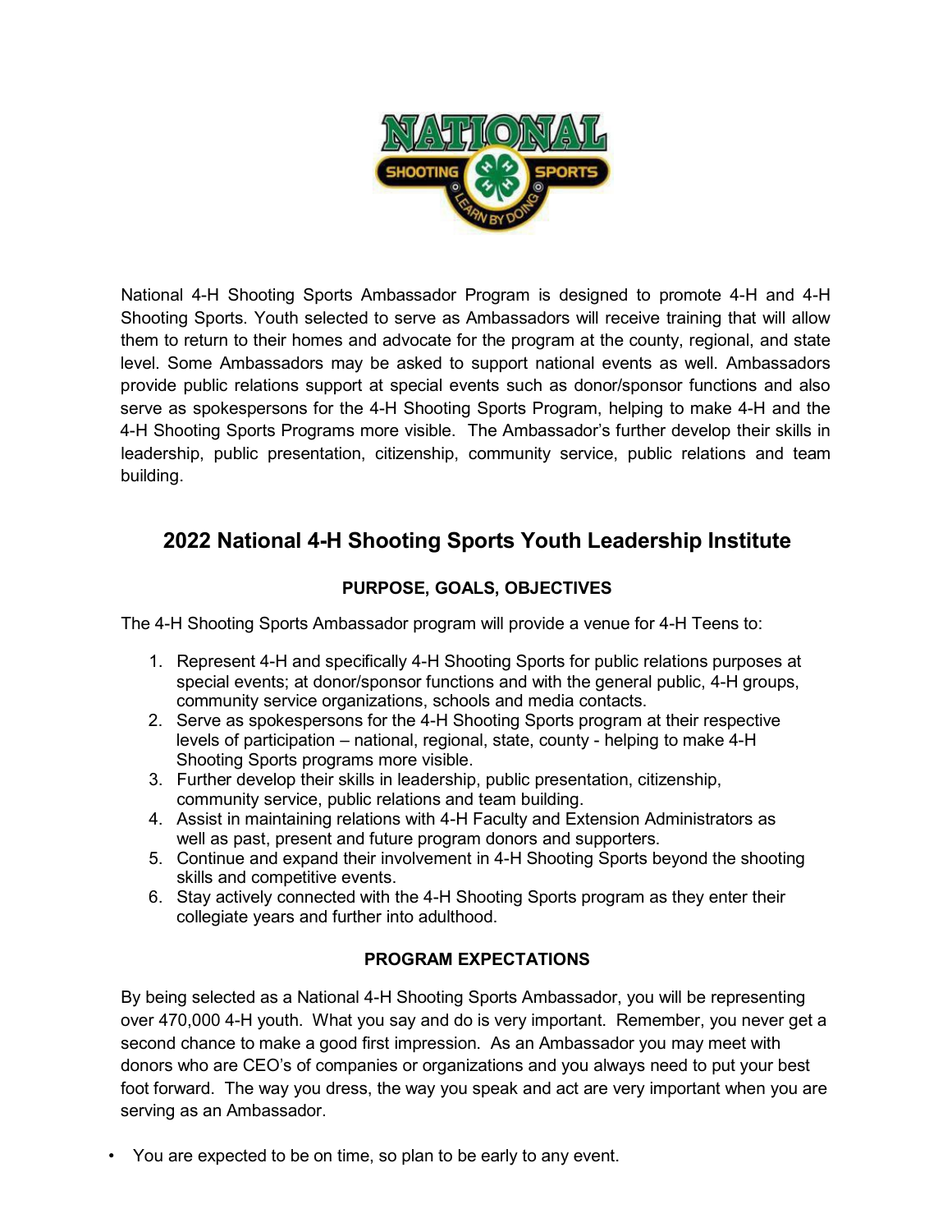National 4-H Shooting Sports Ambassador Program is designed to promote 4-H and 4-H Shooting Sports. Youth selected to serve as Ambassadors will receive training that will allow them to return to their homes and advocate for the program at the county, regional, and state level. Some Ambassadors may be asked to support national events as well. Ambassadors provide public relations support at special events such as donor/sponsor functions and also serve as spokespersons for the 4-H Shooting Sports Program, helping to make 4-H and the 4-H Shooting Sports Programs more visible. The Ambassador's further develop their skills in leadership, public presentation, citizenship, community service, public relations and team building.

## 2022 National 4-H Shooting Sports Youth Leadership Institute

### PURPOSE, GOALS, OBJECTIVES

The 4-H Shooting Sports Ambassador program will provide a venue for 4-H Teens to:

1. Represent 4-H and specifically 4-H Shooting Sports for public relations purposes at special events; at donor/sponsor functions and with the general public, 4-H groups, community service organizations, schools and media contacts.
2. Serve as spokespersons for the 4-H Shooting Sports program at their respective levels of participation – national, regional, state, county - helping to make 4-H Shooting Sports programs more visible.
3. Further develop their skills in leadership, public presentation, citizenship, community service, public relations and team building.
4. Assist in maintaining relations with 4-H Faculty and Extension Administrators as well as past, present and future program donors and supporters.
5. Continue and expand their involvement in 4-H Shooting Sports beyond the shooting skills and competitive events.
6. Stay actively connected with the 4-H Shooting Sports program as they enter their collegiate years and further into adulthood.

### PROGRAM EXPECTATIONS

By being selected as a National 4-H Shooting Sports Ambassador, you will be representing over 470,000 4-H youth. What you say and do is very important. Remember, you never get a second chance to make a good first impression. As an Ambassador you may meet with donors who are CEO's of companies or organizations and you always need to put your best foot forward. The way you dress, the way you speak and act are very important when you are serving as an Ambassador.

- You are expected to be on time, so plan to be early to any event.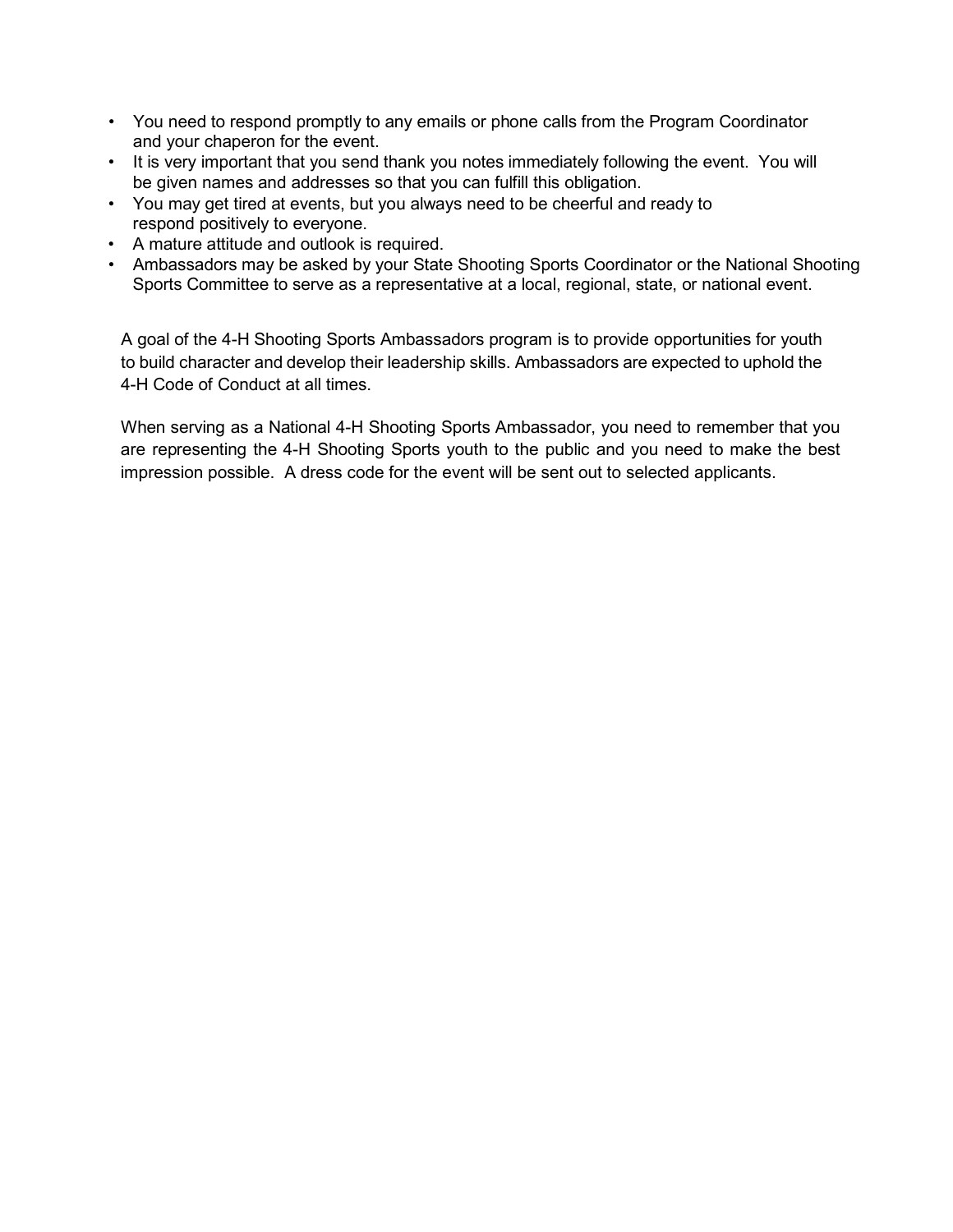- You need to respond promptly to any emails or phone calls from the Program Coordinator and your chaperon for the event.
- It is very important that you send thank you notes immediately following the event. You will be given names and addresses so that you can fulfill this obligation.
- You may get tired at events, but you always need to be cheerful and ready to respond positively to everyone.
- A mature attitude and outlook is required.
- Ambassadors may be asked by your State Shooting Sports Coordinator or the National Shooting Sports Committee to serve as a representative at a local, regional, state, or national event.

A goal of the 4-H Shooting Sports Ambassadors program is to provide opportunities for youth to build character and develop their leadership skills. Ambassadors are expected to uphold the 4-H Code of Conduct at all times.

When serving as a National 4-H Shooting Sports Ambassador, you need to remember that you are representing the 4-H Shooting Sports youth to the public and you need to make the best impression possible. A dress code for the event will be sent out to selected applicants.